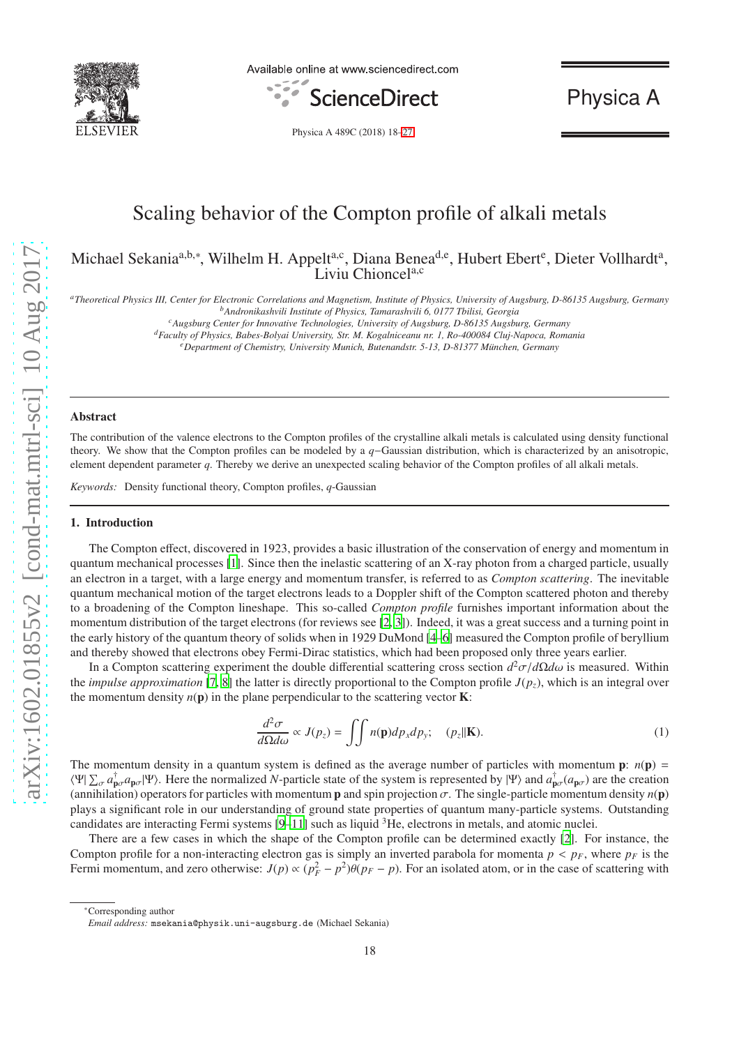# Scaling behavior of the Compton profile of alkali metals

Michael Sekania[a,b,*], Wilhelm H. Appelt[a,c], Diana Benea[d,e], Hubert Ebert[e], Dieter Vollhardt[a], Liviu Chioncel[a,c]

[a] *Theoretical Physics III, Center for Electronic Correlations and Magnetism, Institute of Physics, University of Augsburg, D-86135 Augsburg, Germany*
[b] *Andronikashvili Institute of Physics, Tamarashvili 6, 0177 Tbilisi, Georgia*
[c] *Augsburg Center for Innovative Technologies, University of Augsburg, D-86135 Augsburg, Germany*
[d] *Faculty of Physics, Babes-Bolyai University, Str. M. Kogalniceanu nr. 1, Ro-400084 Cluj-Napoca, Romania*
[e] *Department of Chemistry, University Munich, Butenandstr. 5-13, D-81377 München, Germany*

## Abstract

The contribution of the valence electrons to the Compton profiles of the crystalline alkali metals is calculated using density functional theory. We show that the Compton profiles can be modeled by a $q-$Gaussian distribution, which is characterized by an anisotropic, element dependent parameter $q$. Thereby we derive an unexpected scaling behavior of the Compton profiles of all alkali metals.

*Keywords:* Density functional theory, Compton profiles, $q$-Gaussian

## 1. Introduction

The Compton effect, discovered in 1923, provides a basic illustration of the conservation of energy and momentum in quantum mechanical processes [1]. Since then the inelastic scattering of an X-ray photon from a charged particle, usually an electron in a target, with a large energy and momentum transfer, is referred to as *Compton scattering*. The inevitable quantum mechanical motion of the target electrons leads to a Doppler shift of the Compton scattered photon and thereby to a broadening of the Compton lineshape. This so-called *Compton profile* furnishes important information about the momentum distribution of the target electrons (for reviews see [2, 3]). Indeed, it was a great success and a turning point in the early history of the quantum theory of solids when in 1929 DuMond [4–6] measured the Compton profile of beryllium and thereby showed that electrons obey Fermi-Dirac statistics, which had been proposed only three years earlier.

In a Compton scattering experiment the double differential scattering cross section $d^2\sigma/d\Omega d\omega$ is measured. Within the *impulse approximation* [7, 8] the latter is directly proportional to the Compton profile $J(p_z)$, which is an integral over the momentum density $n(\mathbf{p})$ in the plane perpendicular to the scattering vector $\mathbf{K}$:

$$\frac{d^2\sigma}{d\Omega d\omega} \propto J(p_z) = \iint n(\mathbf{p}) dp_x dp_y; \quad (p_z \| \mathbf{K}). \tag{1}$$

The momentum density in a quantum system is defined as the average number of particles with momentum $\mathbf{p}$: $n(\mathbf{p}) = \langle \Psi | \sum_\sigma a^\dagger_{\mathbf{p}\sigma} a_{\mathbf{p}\sigma} | \Psi \rangle$. Here the normalized $N$-particle state of the system is represented by $|\Psi\rangle$ and $a^\dagger_{\mathbf{p}\sigma}(a_{\mathbf{p}\sigma})$ are the creation (annihilation) operators for particles with momentum $\mathbf{p}$ and spin projection $\sigma$. The single-particle momentum density $n(\mathbf{p})$ plays a significant role in our understanding of ground state properties of quantum many-particle systems. Outstanding candidates are interacting Fermi systems [9–11] such as liquid $^3$He, electrons in metals, and atomic nuclei.

There are a few cases in which the shape of the Compton profile can be determined exactly [2]. For instance, the Compton profile for a non-interacting electron gas is simply an inverted parabola for momenta $p < p_F$, where $p_F$ is the Fermi momentum, and zero otherwise: $J(p) \propto (p_F^2 - p^2)\theta(p_F - p)$. For an isolated atom, or in the case of scattering with

*Corresponding author
*Email address:* msekania@physik.uni-augsburg.de (Michael Sekania)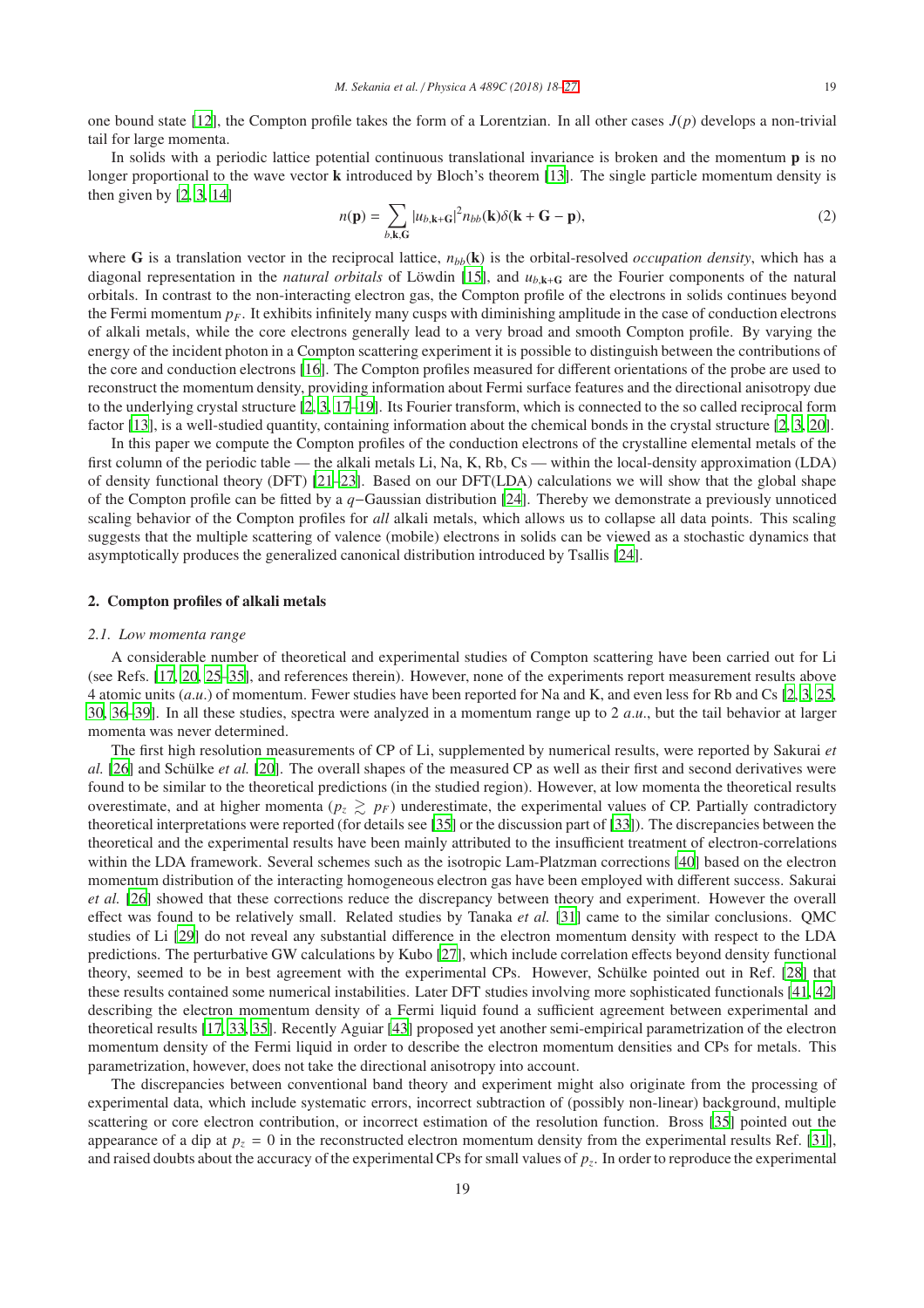one bound state [12], the Compton profile takes the form of a Lorentzian. In all other cases $J(p)$ develops a non-trivial tail for large momenta.

In solids with a periodic lattice potential continuous translational invariance is broken and the momentum $\mathbf{p}$ is no longer proportional to the wave vector $\mathbf{k}$ introduced by Bloch's theorem [13]. The single particle momentum density is then given by [2, 3, 14]

$$n(\mathbf{p}) = \sum_{b,\mathbf{k},\mathbf{G}} |u_{b,\mathbf{k}+\mathbf{G}}|^2 n_{bb}(\mathbf{k}) \delta(\mathbf{k} + \mathbf{G} - \mathbf{p}), \tag{2}$$

where $\mathbf{G}$ is a translation vector in the reciprocal lattice, $n_{bb}(\mathbf{k})$ is the orbital-resolved *occupation density*, which has a diagonal representation in the *natural orbitals* of Löwdin [15], and $u_{b,\mathbf{k}+\mathbf{G}}$ are the Fourier components of the natural orbitals. In contrast to the non-interacting electron gas, the Compton profile of the electrons in solids continues beyond the Fermi momentum $p_F$. It exhibits infinitely many cusps with diminishing amplitude in the case of conduction electrons of alkali metals, while the core electrons generally lead to a very broad and smooth Compton profile. By varying the energy of the incident photon in a Compton scattering experiment it is possible to distinguish between the contributions of the core and conduction electrons [16]. The Compton profiles measured for different orientations of the probe are used to reconstruct the momentum density, providing information about Fermi surface features and the directional anisotropy due to the underlying crystal structure [2, 3, 17–19]. Its Fourier transform, which is connected to the so called reciprocal form factor [13], is a well-studied quantity, containing information about the chemical bonds in the crystal structure [2, 3, 20].

In this paper we compute the Compton profiles of the conduction electrons of the crystalline elemental metals of the first column of the periodic table — the alkali metals Li, Na, K, Rb, Cs — within the local-density approximation (LDA) of density functional theory (DFT) [21–23]. Based on our DFT(LDA) calculations we will show that the global shape of the Compton profile can be fitted by a $q$−Gaussian distribution [24]. Thereby we demonstrate a previously unnoticed scaling behavior of the Compton profiles for *all* alkali metals, which allows us to collapse all data points. This scaling suggests that the multiple scattering of valence (mobile) electrons in solids can be viewed as a stochastic dynamics that asymptotically produces the generalized canonical distribution introduced by Tsallis [24].

## 2. Compton profiles of alkali metals

### 2.1. Low momenta range

A considerable number of theoretical and experimental studies of Compton scattering have been carried out for Li (see Refs. [17, 20, 25–35], and references therein). However, none of the experiments report measurement results above 4 atomic units (*a.u.*) of momentum. Fewer studies have been reported for Na and K, and even less for Rb and Cs [2, 3, 25, 30, 36–39]. In all these studies, spectra were analyzed in a momentum range up to 2 *a.u.*, but the tail behavior at larger momenta was never determined.

The first high resolution measurements of CP of Li, supplemented by numerical results, were reported by Sakurai *et al.* [26] and Schülke *et al.* [20]. The overall shapes of the measured CP as well as their first and second derivatives were found to be similar to the theoretical predictions (in the studied region). However, at low momenta the theoretical results overestimate, and at higher momenta ($p_z \gtrsim p_F$) underestimate, the experimental values of CP. Partially contradictory theoretical interpretations were reported (for details see [35] or the discussion part of [33]). The discrepancies between the theoretical and the experimental results have been mainly attributed to the insufficient treatment of electron-correlations within the LDA framework. Several schemes such as the isotropic Lam-Platzman corrections [40] based on the electron momentum distribution of the interacting homogeneous electron gas have been employed with different success. Sakurai *et al.* [26] showed that these corrections reduce the discrepancy between theory and experiment. However the overall effect was found to be relatively small. Related studies by Tanaka *et al.* [31] came to the similar conclusions. QMC studies of Li [29] do not reveal any substantial difference in the electron momentum density with respect to the LDA predictions. The perturbative GW calculations by Kubo [27], which include correlation effects beyond density functional theory, seemed to be in best agreement with the experimental CPs. However, Schülke pointed out in Ref. [28] that these results contained some numerical instabilities. Later DFT studies involving more sophisticated functionals [41, 42] describing the electron momentum density of a Fermi liquid found a sufficient agreement between experimental and theoretical results [17, 33, 35]. Recently Aguiar [43] proposed yet another semi-empirical parametrization of the electron momentum density of the Fermi liquid in order to describe the electron momentum densities and CPs for metals. This parametrization, however, does not take the directional anisotropy into account.

The discrepancies between conventional band theory and experiment might also originate from the processing of experimental data, which include systematic errors, incorrect subtraction of (possibly non-linear) background, multiple scattering or core electron contribution, or incorrect estimation of the resolution function. Bross [35] pointed out the appearance of a dip at $p_z = 0$ in the reconstructed electron momentum density from the experimental results Ref. [31], and raised doubts about the accuracy of the experimental CPs for small values of $p_z$. In order to reproduce the experimental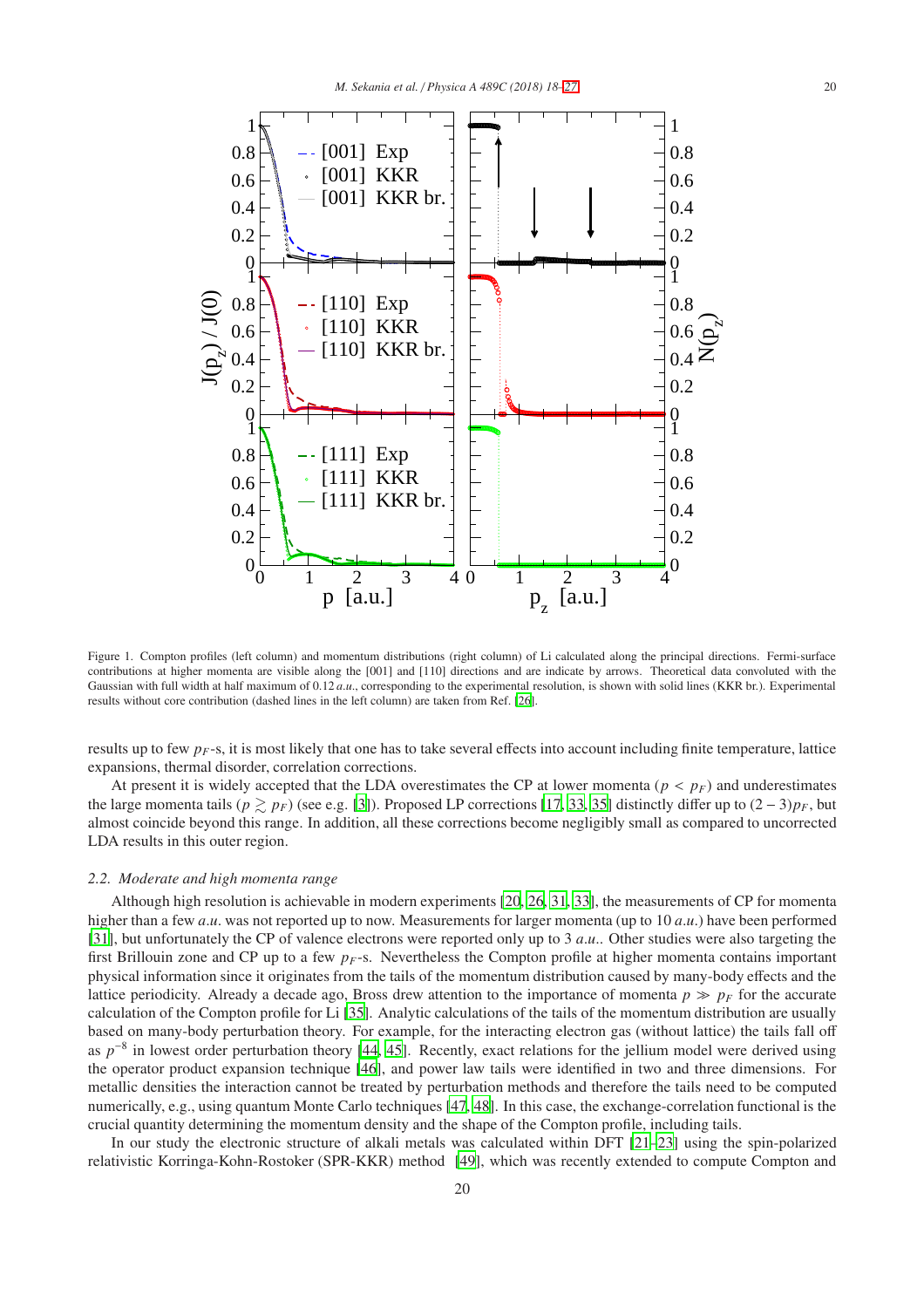Figure 1. Compton profiles (left column) and momentum distributions (right column) of Li calculated along the principal directions. Fermi-surface contributions at higher momenta are visible along the [001] and [110] directions and are indicate by arrows. Theoretical data convoluted with the Gaussian with full width at half maximum of 0.12 *a.u.*, corresponding to the experimental resolution, is shown with solid lines (KKR br.). Experimental results without core contribution (dashed lines in the left column) are taken from Ref. [26].

results up to few $p_F$-s, it is most likely that one has to take several effects into account including finite temperature, lattice expansions, thermal disorder, correlation corrections.

At present it is widely accepted that the LDA overestimates the CP at lower momenta ($p < p_F$) and underestimates the large momenta tails ($p \gtrsim p_F$) (see e.g. [3]). Proposed LP corrections [17, 33, 35] distinctly differ up to $(2-3)p_F$, but almost coincide beyond this range. In addition, all these corrections become negligibly small as compared to uncorrected LDA results in this outer region.

### 2.2. Moderate and high momenta range

Although high resolution is achievable in modern experiments [20, 26, 31, 33], the measurements of CP for momenta higher than a few *a.u.* was not reported up to now. Measurements for larger momenta (up to 10 *a.u.*) have been performed [31], but unfortunately the CP of valence electrons were reported only up to 3 *a.u.*. Other studies were also targeting the first Brillouin zone and CP up to a few $p_F$-s. Nevertheless the Compton profile at higher momenta contains important physical information since it originates from the tails of the momentum distribution caused by many-body effects and the lattice periodicity. Already a decade ago, Bross drew attention to the importance of momenta $p \gg p_F$ for the accurate calculation of the Compton profile for Li [35]. Analytic calculations of the tails of the momentum distribution are usually based on many-body perturbation theory. For example, for the interacting electron gas (without lattice) the tails fall off as $p^{-8}$ in lowest order perturbation theory [44, 45]. Recently, exact relations for the jellium model were derived using the operator product expansion technique [46], and power law tails were identified in two and three dimensions. For metallic densities the interaction cannot be treated by perturbation methods and therefore the tails need to be computed numerically, e.g., using quantum Monte Carlo techniques [47, 48]. In this case, the exchange-correlation functional is the crucial quantity determining the momentum density and the shape of the Compton profile, including tails.

In our study the electronic structure of alkali metals was calculated within DFT [21–23] using the spin-polarized relativistic Korringa-Kohn-Rostoker (SPR-KKR) method [49], which was recently extended to compute Compton and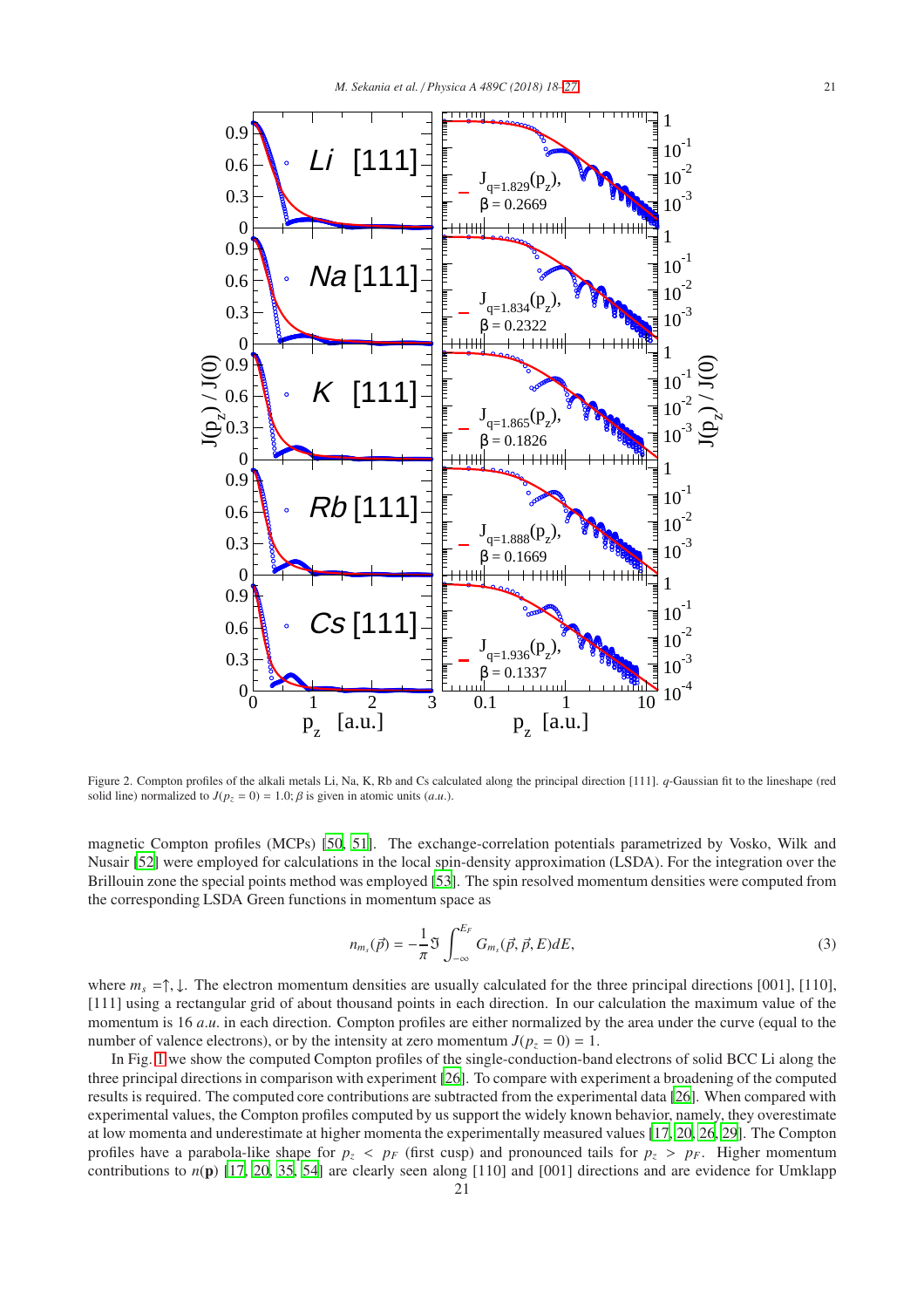Figure 2. Compton profiles of the alkali metals Li, Na, K, Rb and Cs calculated along the principal direction [111]. $q$-Gaussian fit to the lineshape (red solid line) normalized to $J(p_z = 0) = 1.0$; $\beta$ is given in atomic units ($a.u.$).

magnetic Compton profiles (MCPs) [50, 51]. The exchange-correlation potentials parametrized by Vosko, Wilk and Nusair [52] were employed for calculations in the local spin-density approximation (LSDA). For the integration over the Brillouin zone the special points method was employed [53]. The spin resolved momentum densities were computed from the corresponding LSDA Green functions in momentum space as

$$n_{m_s}(\vec{p}) = -\frac{1}{\pi}\Im \int_{-\infty}^{E_F} G_{m_s}(\vec{p}, \vec{p}, E)dE, \tag{3}$$

where $m_s = \uparrow, \downarrow$. The electron momentum densities are usually calculated for the three principal directions [001], [110], [111] using a rectangular grid of about thousand points in each direction. In our calculation the maximum value of the momentum is 16 $a.u.$ in each direction. Compton profiles are either normalized by the area under the curve (equal to the number of valence electrons), or by the intensity at zero momentum $J(p_z = 0) = 1$.

In Fig. 1 we show the computed Compton profiles of the single-conduction-band electrons of solid BCC Li along the three principal directions in comparison with experiment [26]. To compare with experiment a broadening of the computed results is required. The computed core contributions are subtracted from the experimental data [26]. When compared with experimental values, the Compton profiles computed by us support the widely known behavior, namely, they overestimate at low momenta and underestimate at higher momenta the experimentally measured values [17, 20, 26, 29]. The Compton profiles have a parabola-like shape for $p_z < p_F$ (first cusp) and pronounced tails for $p_z > p_F$. Higher momentum contributions to $n(\mathbf{p})$ [17, 20, 35, 54] are clearly seen along [110] and [001] directions and are evidence for Umklapp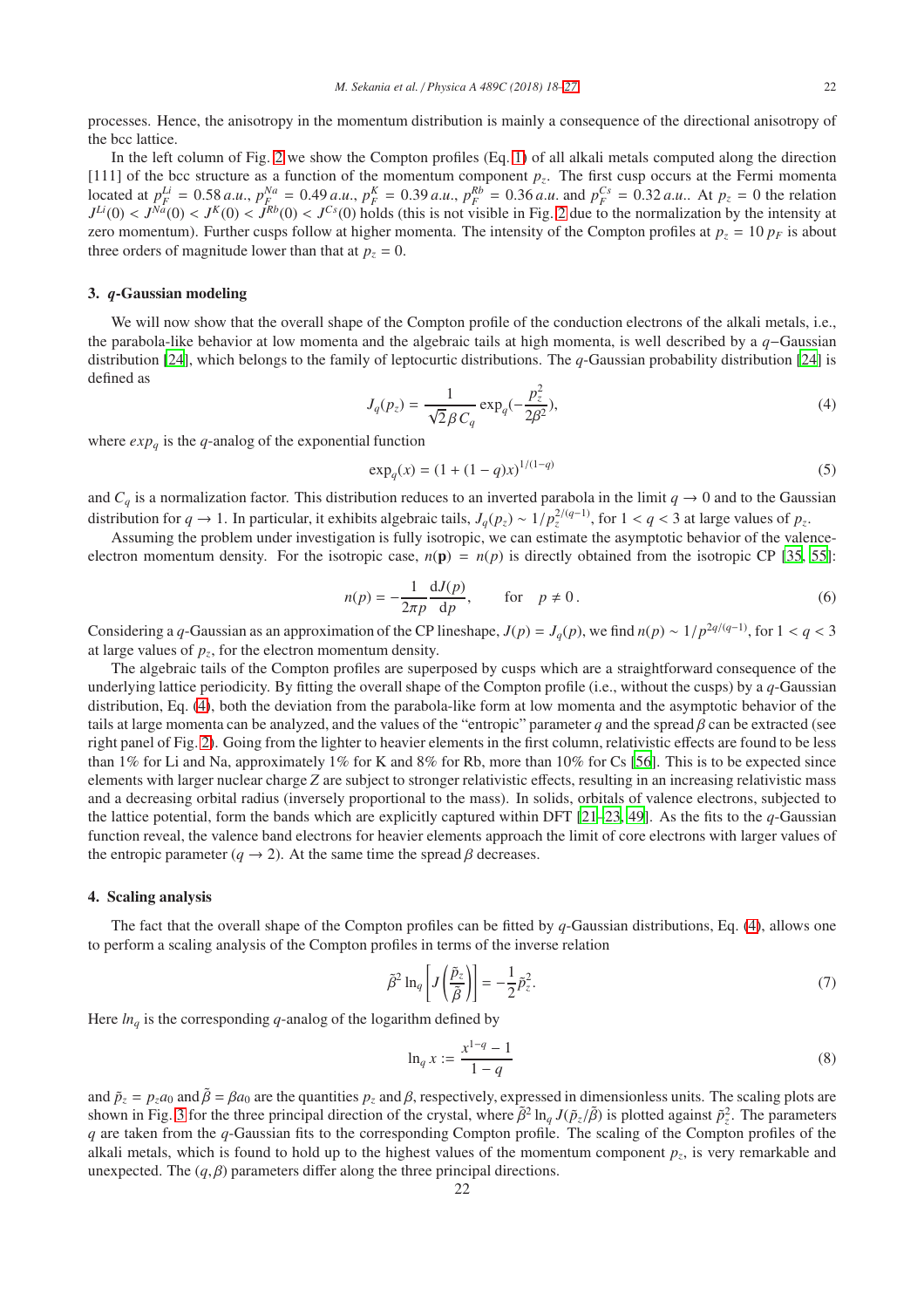processes. Hence, the anisotropy in the momentum distribution is mainly a consequence of the directional anisotropy of the bcc lattice.

In the left column of Fig. 2 we show the Compton profiles (Eq. 1) of all alkali metals computed along the direction [111] of the bcc structure as a function of the momentum component $p_z$. The first cusp occurs at the Fermi momenta located at $p_F^{Li} = 0.58\,a.u.$, $p_F^{Na} = 0.49\,a.u.$, $p_F^{K} = 0.39\,a.u.$, $p_F^{Rb} = 0.36\,a.u.$ and $p_F^{Cs} = 0.32\,a.u.$. At $p_z = 0$ the relation $J^{Li}(0) < J^{Na}(0) < J^{K}(0) < J^{Rb}(0) < J^{Cs}(0)$ holds (this is not visible in Fig. 2 due to the normalization by the intensity at zero momentum). Further cusps follow at higher momenta. The intensity of the Compton profiles at $p_z = 10\,p_F$ is about three orders of magnitude lower than that at $p_z = 0$.

## 3. *q*-Gaussian modeling

We will now show that the overall shape of the Compton profile of the conduction electrons of the alkali metals, i.e., the parabola-like behavior at low momenta and the algebraic tails at high momenta, is well described by a $q$−Gaussian distribution [24], which belongs to the family of leptocurtic distributions. The $q$-Gaussian probability distribution [24] is defined as

$$J_q(p_z) = \frac{1}{\sqrt{2}\beta C_q} \exp_q(-\frac{p_z^2}{2\beta^2}), \tag{4}$$

where $exp_q$ is the $q$-analog of the exponential function

$$\exp_q(x) = (1 + (1-q)x)^{1/(1-q)} \tag{5}$$

and $C_q$ is a normalization factor. This distribution reduces to an inverted parabola in the limit $q \to 0$ and to the Gaussian distribution for $q \to 1$. In particular, it exhibits algebraic tails, $J_q(p_z) \sim 1/p_z^{2/(q-1)}$, for $1 < q < 3$ at large values of $p_z$.

Assuming the problem under investigation is fully isotropic, we can estimate the asymptotic behavior of the valence-electron momentum density. For the isotropic case, $n(\mathbf{p}) = n(p)$ is directly obtained from the isotropic CP [35, 55]:

$$n(p) = -\frac{1}{2\pi p}\frac{\mathrm{d}J(p)}{\mathrm{d}p}, \qquad \text{for} \quad p \neq 0\,. \tag{6}$$

Considering a $q$-Gaussian as an approximation of the CP lineshape, $J(p) = J_q(p)$, we find $n(p) \sim 1/p^{2q/(q-1)}$, for $1 < q < 3$ at large values of $p_z$, for the electron momentum density.

The algebraic tails of the Compton profiles are superposed by cusps which are a straightforward consequence of the underlying lattice periodicity. By fitting the overall shape of the Compton profile (i.e., without the cusps) by a $q$-Gaussian distribution, Eq. (4), both the deviation from the parabola-like form at low momenta and the asymptotic behavior of the tails at large momenta can be analyzed, and the values of the "entropic" parameter $q$ and the spread $\beta$ can be extracted (see right panel of Fig. 2). Going from the lighter to heavier elements in the first column, relativistic effects are found to be less than 1% for Li and Na, approximately 1% for K and 8% for Rb, more than 10% for Cs [56]. This is to be expected since elements with larger nuclear charge $Z$ are subject to stronger relativistic effects, resulting in an increasing relativistic mass and a decreasing orbital radius (inversely proportional to the mass). In solids, orbitals of valence electrons, subjected to the lattice potential, form the bands which are explicitly captured within DFT [21–23, 49]. As the fits to the $q$-Gaussian function reveal, the valence band electrons for heavier elements approach the limit of core electrons with larger values of the entropic parameter ($q \to 2$). At the same time the spread $\beta$ decreases.

## 4. Scaling analysis

The fact that the overall shape of the Compton profiles can be fitted by $q$-Gaussian distributions, Eq. (4), allows one to perform a scaling analysis of the Compton profiles in terms of the inverse relation

$$\tilde{\beta}^2 \ln_q \left[ J\left(\frac{\tilde{p}_z}{\tilde{\beta}}\right) \right] = -\frac{1}{2}\tilde{p}_z^2. \tag{7}$$

Here $ln_q$ is the corresponding $q$-analog of the logarithm defined by

$$\ln_q x := \frac{x^{1-q} - 1}{1-q} \tag{8}$$

and $\tilde{p}_z = p_z a_0$ and $\tilde{\beta} = \beta a_0$ are the quantities $p_z$ and $\beta$, respectively, expressed in dimensionless units. The scaling plots are shown in Fig. 3 for the three principal direction of the crystal, where $\tilde{\beta}^2 \ln_q J(\tilde{p}_z/\tilde{\beta})$ is plotted against $\tilde{p}_z^2$. The parameters $q$ are taken from the $q$-Gaussian fits to the corresponding Compton profile. The scaling of the Compton profiles of the alkali metals, which is found to hold up to the highest values of the momentum component $p_z$, is very remarkable and unexpected. The $(q, \beta)$ parameters differ along the three principal directions.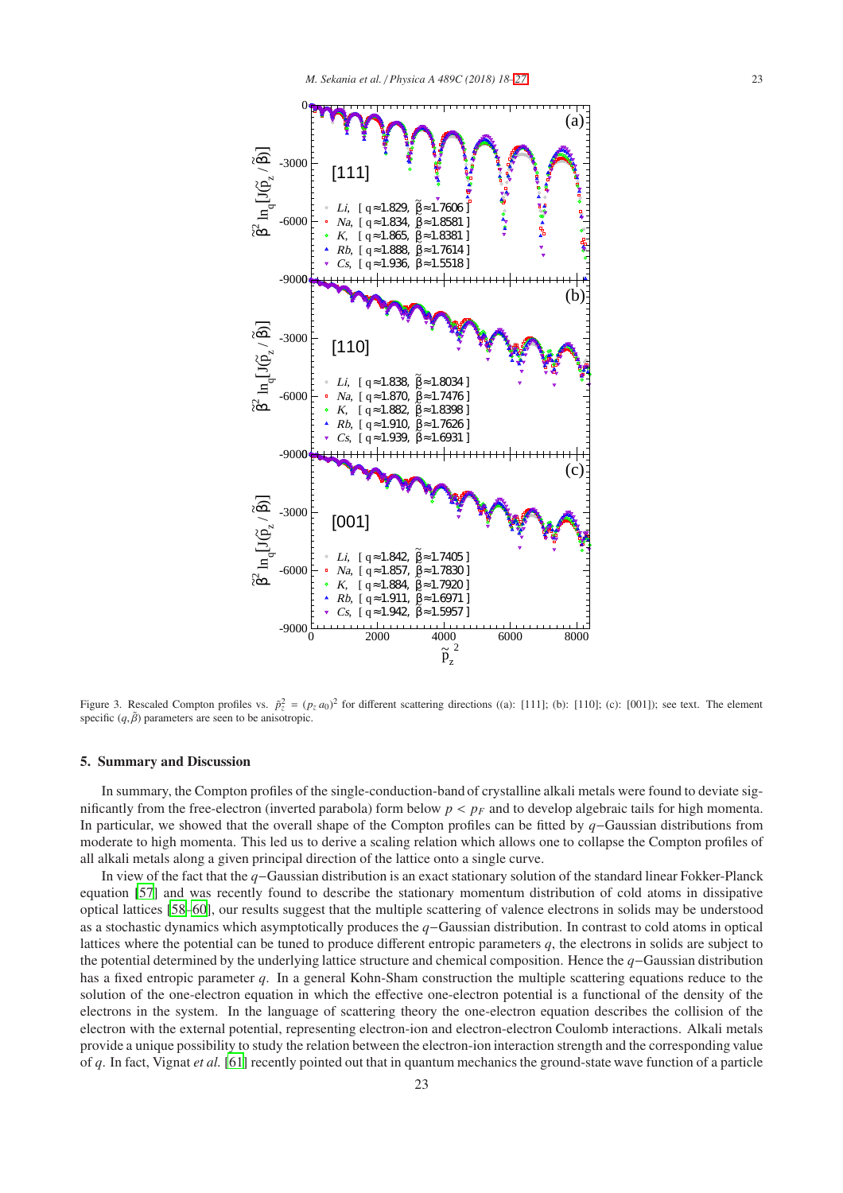Figure 3. Rescaled Compton profiles vs. $\tilde{p}_z^2 = (p_z a_0)^2$ for different scattering directions ((a): [111]; (b): [110]; (c): [001]); see text. The element specific $(q, \tilde{\beta})$ parameters are seen to be anisotropic.

## 5. Summary and Discussion

In summary, the Compton profiles of the single-conduction-band of crystalline alkali metals were found to deviate significantly from the free-electron (inverted parabola) form below $p < p_F$ and to develop algebraic tails for high momenta. In particular, we showed that the overall shape of the Compton profiles can be fitted by $q-$Gaussian distributions from moderate to high momenta. This led us to derive a scaling relation which allows one to collapse the Compton profiles of all alkali metals along a given principal direction of the lattice onto a single curve.

In view of the fact that the $q-$Gaussian distribution is an exact stationary solution of the standard linear Fokker-Planck equation [57] and was recently found to describe the stationary momentum distribution of cold atoms in dissipative optical lattices [58–60], our results suggest that the multiple scattering of valence electrons in solids may be understood as a stochastic dynamics which asymptotically produces the $q-$Gaussian distribution. In contrast to cold atoms in optical lattices where the potential can be tuned to produce different entropic parameters $q$, the electrons in solids are subject to the potential determined by the underlying lattice structure and chemical composition. Hence the $q-$Gaussian distribution has a fixed entropic parameter $q$. In a general Kohn-Sham construction the multiple scattering equations reduce to the solution of the one-electron equation in which the effective one-electron potential is a functional of the density of the electrons in the system. In the language of scattering theory the one-electron equation describes the collision of the electron with the external potential, representing electron-ion and electron-electron Coulomb interactions. Alkali metals provide a unique possibility to study the relation between the electron-ion interaction strength and the corresponding value of $q$. In fact, Vignat *et al.* [61] recently pointed out that in quantum mechanics the ground-state wave function of a particle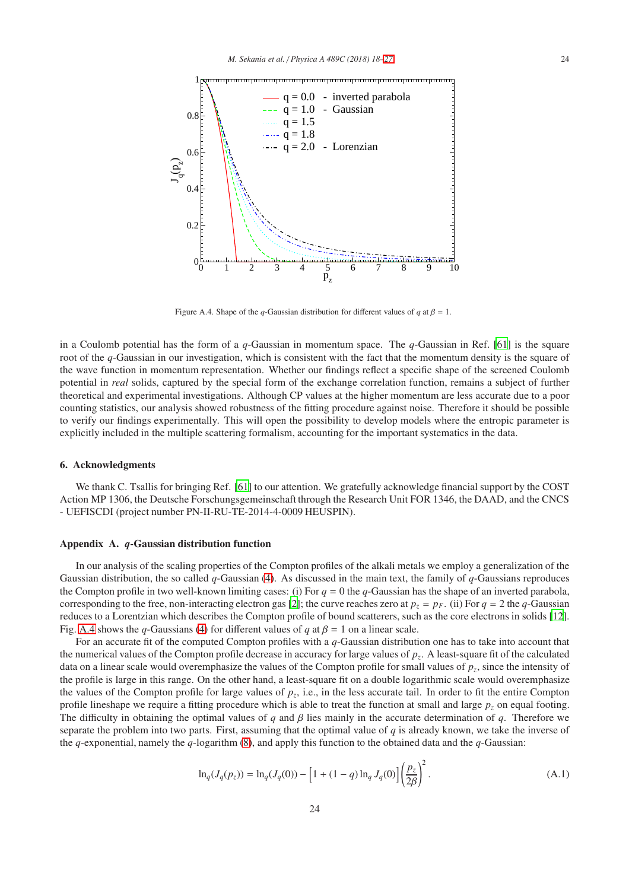Figure A.4. Shape of the $q$-Gaussian distribution for different values of $q$ at $\beta = 1$.

in a Coulomb potential has the form of a $q$-Gaussian in momentum space. The $q$-Gaussian in Ref. [61] is the square root of the $q$-Gaussian in our investigation, which is consistent with the fact that the momentum density is the square of the wave function in momentum representation. Whether our findings reflect a specific shape of the screened Coulomb potential in *real* solids, captured by the special form of the exchange correlation function, remains a subject of further theoretical and experimental investigations. Although CP values at the higher momentum are less accurate due to a poor counting statistics, our analysis showed robustness of the fitting procedure against noise. Therefore it should be possible to verify our findings experimentally. This will open the possibility to develop models where the entropic parameter is explicitly included in the multiple scattering formalism, accounting for the important systematics in the data.

## 6. Acknowledgments

We thank C. Tsallis for bringing Ref. [61] to our attention. We gratefully acknowledge financial support by the COST Action MP 1306, the Deutsche Forschungsgemeinschaft through the Research Unit FOR 1346, the DAAD, and the CNCS - UEFISCDI (project number PN-II-RU-TE-2014-4-0009 HEUSPIN).

## Appendix A. $q$-Gaussian distribution function

In our analysis of the scaling properties of the Compton profiles of the alkali metals we employ a generalization of the Gaussian distribution, the so called $q$-Gaussian (4). As discussed in the main text, the family of $q$-Gaussians reproduces the Compton profile in two well-known limiting cases: (i) For $q = 0$ the $q$-Gaussian has the shape of an inverted parabola, corresponding to the free, non-interacting electron gas [2]; the curve reaches zero at $p_z = p_F$. (ii) For $q = 2$ the $q$-Gaussian reduces to a Lorentzian which describes the Compton profile of bound scatterers, such as the core electrons in solids [12]. Fig. A.4 shows the $q$-Gaussians (4) for different values of $q$ at $\beta = 1$ on a linear scale.

For an accurate fit of the computed Compton profiles with a $q$-Gaussian distribution one has to take into account that the numerical values of the Compton profile decrease in accuracy for large values of $p_z$. A least-square fit of the calculated data on a linear scale would overemphasize the values of the Compton profile for small values of $p_z$, since the intensity of the profile is large in this range. On the other hand, a least-square fit on a double logarithmic scale would overemphasize the values of the Compton profile for large values of $p_z$, i.e., in the less accurate tail. In order to fit the entire Compton profile lineshape we require a fitting procedure which is able to treat the function at small and large $p_z$ on equal footing. The difficulty in obtaining the optimal values of $q$ and $\beta$ lies mainly in the accurate determination of $q$. Therefore we separate the problem into two parts. First, assuming that the optimal value of $q$ is already known, we take the inverse of the $q$-exponential, namely the $q$-logarithm (8), and apply this function to the obtained data and the $q$-Gaussian:

$$\ln_q(J_q(p_z)) = \ln_q(J_q(0)) - \left[1 + (1-q)\ln_q J_q(0)\right]\left(\frac{p_z}{2\beta}\right)^2. \tag{A.1}$$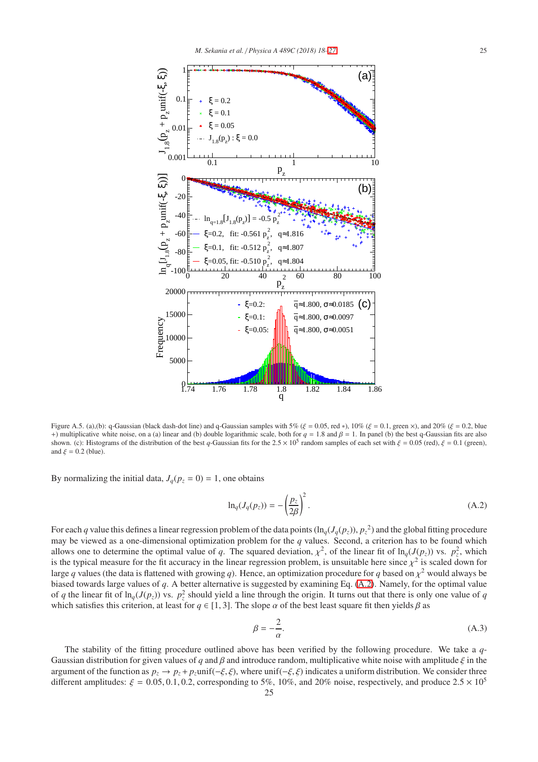Figure A.5. (a),(b): q-Gaussian (black dash-dot line) and q-Gaussian samples with 5% ($\xi = 0.05$, red ∗), 10% ($\xi = 0.1$, green ×), and 20% ($\xi = 0.2$, blue +) multiplicative white noise, on a (a) linear and (b) double logarithmic scale, both for $q = 1.8$ and $\beta = 1$. In panel (b) the best q-Gaussian fits are also shown. (c): Histograms of the distribution of the best $q$-Gaussian fits for the $2.5 \times 10^5$ random samples of each set with $\xi = 0.05$ (red), $\xi = 0.1$ (green), and $\xi = 0.2$ (blue).

By normalizing the initial data, $J_q(p_z = 0) = 1$, one obtains

$$\ln_q(J_q(p_z)) = -\left(\frac{p_z}{2\beta}\right)^2. \tag{A.2}$$

For each $q$ value this defines a linear regression problem of the data points $(\ln_q(J_q(p_z)), p_z{}^2)$ and the global fitting procedure may be viewed as a one-dimensional optimization problem for the $q$ values. Second, a criterion has to be found which allows one to determine the optimal value of $q$. The squared deviation, $\chi^2$, of the linear fit of $\ln_q(J(p_z))$ vs. $p_z^2$, which is the typical measure for the fit accuracy in the linear regression problem, is unsuitable here since $\chi^2$ is scaled down for large $q$ values (the data is flattened with growing $q$). Hence, an optimization procedure for $q$ based on $\chi^2$ would always be biased towards large values of $q$. A better alternative is suggested by examining Eq. (A.2). Namely, for the optimal value of $q$ the linear fit of $\ln_q(J(p_z))$ vs. $p_z^2$ should yield a line through the origin. It turns out that there is only one value of $q$ which satisfies this criterion, at least for $q \in [1, 3]$. The slope $\alpha$ of the best least square fit then yields $\beta$ as

$$\beta = -\frac{2}{\alpha}. \tag{A.3}$$

The stability of the fitting procedure outlined above has been verified by the following procedure. We take a $q$-Gaussian distribution for given values of $q$ and $\beta$ and introduce random, multiplicative white noise with amplitude $\xi$ in the argument of the function as $p_z \to p_z + p_z\text{unif}(-\xi, \xi)$, where $\text{unif}(-\xi, \xi)$ indicates a uniform distribution. We consider three different amplitudes: $\xi = 0.05, 0.1, 0.2$, corresponding to 5%, 10%, and 20% noise, respectively, and produce $2.5 \times 10^5$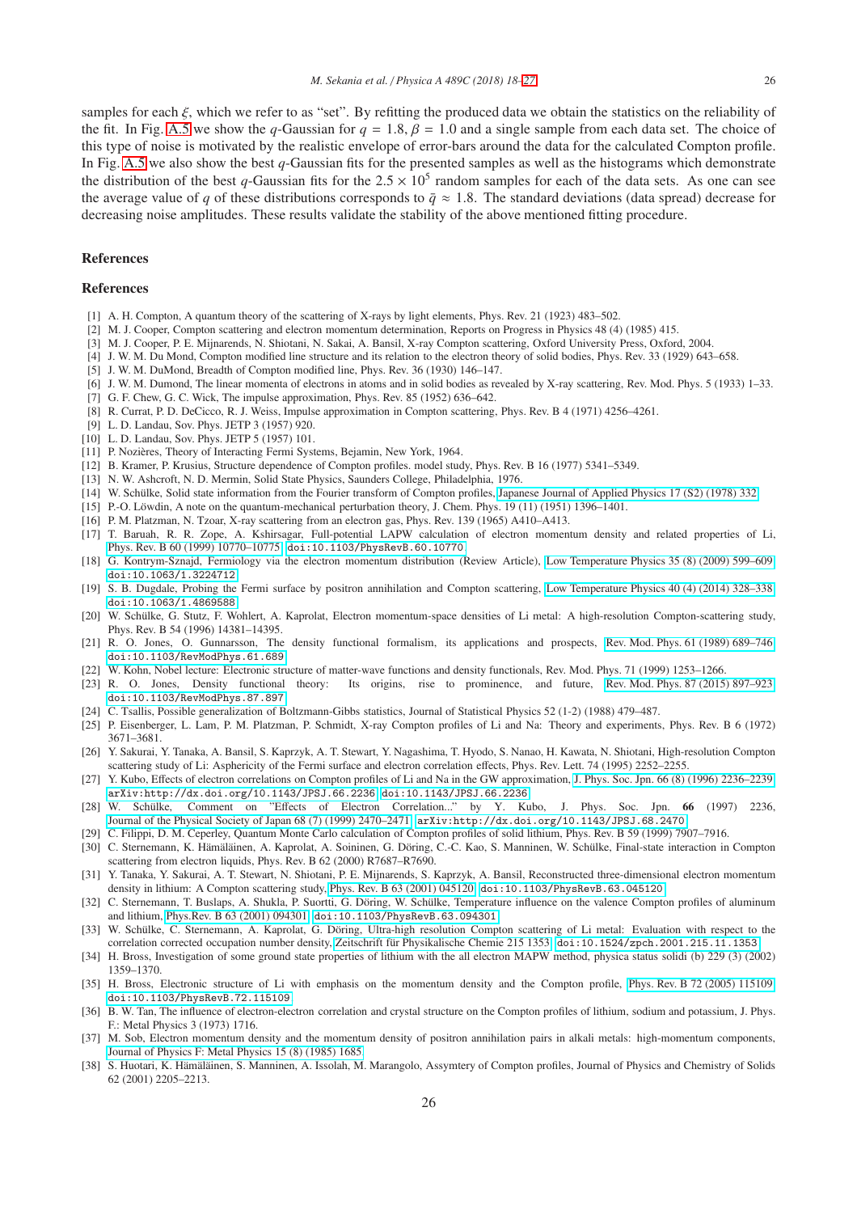samples for each $\xi$, which we refer to as "set". By refitting the produced data we obtain the statistics on the reliability of the fit. In Fig. A.5 we show the $q$-Gaussian for $q = 1.8, \beta = 1.0$ and a single sample from each data set. The choice of this type of noise is motivated by the realistic envelope of error-bars around the data for the calculated Compton profile. In Fig. A.5 we also show the best $q$-Gaussian fits for the presented samples as well as the histograms which demonstrate the distribution of the best $q$-Gaussian fits for the $2.5 \times 10^5$ random samples for each of the data sets. As one can see the average value of $q$ of these distributions corresponds to $\bar{q} \approx 1.8$. The standard deviations (data spread) decrease for decreasing noise amplitudes. These results validate the stability of the above mentioned fitting procedure.

## References

## References

[1] A. H. Compton, A quantum theory of the scattering of X-rays by light elements, Phys. Rev. 21 (1923) 483–502.
[2] M. J. Cooper, Compton scattering and electron momentum determination, Reports on Progress in Physics 48 (4) (1985) 415.
[3] M. J. Cooper, P. E. Mijnarends, N. Shiotani, N. Sakai, A. Bansil, X-ray Compton scattering, Oxford University Press, Oxford, 2004.
[4] J. W. M. Du Mond, Compton modified line structure and its relation to the electron theory of solid bodies, Phys. Rev. 33 (1929) 643–658.
[5] J. W. M. DuMond, Breadth of Compton modified line, Phys. Rev. 36 (1930) 146–147.
[6] J. W. M. Dumond, The linear momenta of electrons in atoms and in solid bodies as revealed by X-ray scattering, Rev. Mod. Phys. 5 (1933) 1–33.
[7] G. F. Chew, G. C. Wick, The impulse approximation, Phys. Rev. 85 (1952) 636–642.
[8] R. Currat, P. D. DeCicco, R. J. Weiss, Impulse approximation in Compton scattering, Phys. Rev. B 4 (1971) 4256–4261.
[9] L. D. Landau, Sov. Phys. JETP 3 (1957) 920.
[10] L. D. Landau, Sov. Phys. JETP 5 (1957) 101.
[11] P. Nozières, Theory of Interacting Fermi Systems, Bejamin, New York, 1964.
[12] B. Kramer, P. Krusius, Structure dependence of Compton profiles. model study, Phys. Rev. B 16 (1977) 5341–5349.
[13] N. W. Ashcroft, N. D. Mermin, Solid State Physics, Saunders College, Philadelphia, 1976.
[14] W. Schülke, Solid state information from the Fourier transform of Compton profiles, Japanese Journal of Applied Physics 17 (S2) (1978) 332.
[15] P.-O. Löwdin, A note on the quantum-mechanical perturbation theory, J. Chem. Phys. 19 (11) (1951) 1396–1401.
[16] P. M. Platzman, N. Tzoar, X-ray scattering from an electron gas, Phys. Rev. 139 (1965) A410–A413.
[17] T. Baruah, R. R. Zope, A. Kshirsagar, Full-potential LAPW calculation of electron momentum density and related properties of Li, Phys. Rev. B 60 (1999) 10770–10775. doi:10.1103/PhysRevB.60.10770
[18] G. Kontrym-Sznajd, Fermiology via the electron momentum distribution (Review Article), Low Temperature Physics 35 (8) (2009) 599–609. doi:10.1063/1.3224712
[19] S. B. Dugdale, Probing the Fermi surface by positron annihilation and Compton scattering, Low Temperature Physics 40 (4) (2014) 328–338. doi:10.1063/1.4869588
[20] W. Schülke, G. Stutz, F. Wohlert, A. Kaprolat, Electron momentum-space densities of Li metal: A high-resolution Compton-scattering study, Phys. Rev. B 54 (1996) 14381–14395.
[21] R. O. Jones, O. Gunnarsson, The density functional formalism, its applications and prospects, Rev. Mod. Phys. 61 (1989) 689–746. doi:10.1103/RevModPhys.61.689
[22] W. Kohn, Nobel lecture: Electronic structure of matter-wave functions and density functionals, Rev. Mod. Phys. 71 (1999) 1253–1266.
[23] R. O. Jones, Density functional theory: Its origins, rise to prominence, and future, Rev. Mod. Phys. 87 (2015) 897–923. doi:10.1103/RevModPhys.87.897
[24] C. Tsallis, Possible generalization of Boltzmann-Gibbs statistics, Journal of Statistical Physics 52 (1-2) (1988) 479–487.
[25] P. Eisenberger, L. Lam, P. M. Platzman, P. Schmidt, X-ray Compton profiles of Li and Na: Theory and experiments, Phys. Rev. B 6 (1972) 3671–3681.
[26] Y. Sakurai, Y. Tanaka, A. Bansil, S. Kaprzyk, A. T. Stewart, Y. Nagashima, T. Hyodo, S. Nanao, H. Kawata, N. Shiotani, High-resolution Compton scattering study of Li: Asphericity of the Fermi surface and electron correlation effects, Phys. Rev. Lett. 74 (1995) 2252–2255.
[27] Y. Kubo, Effects of electron correlations on Compton profiles of Li and Na in the GW approximation, J. Phys. Soc. Jpn. 66 (8) (1996) 2236–2239. arXiv:http://dx.doi.org/10.1143/JPSJ.66.2236, doi:10.1143/JPSJ.66.2236
[28] W. Schülke, Comment on "Effects of Electron Correlation..." by Y. Kubo, J. Phys. Soc. Jpn. **66** (1997) 2236, Journal of the Physical Society of Japan 68 (7) (1999) 2470–2471. arXiv:http://dx.doi.org/10.1143/JPSJ.68.2470
[29] C. Filippi, D. M. Ceperley, Quantum Monte Carlo calculation of Compton profiles of solid lithium, Phys. Rev. B 59 (1999) 7907–7916.
[30] C. Sternemann, K. Hämäläinen, A. Kaprolat, A. Soininen, G. Döring, C.-C. Kao, S. Manninen, W. Schülke, Final-state interaction in Compton scattering from electron liquids, Phys. Rev. B 62 (2000) R7687–R7690.
[31] Y. Tanaka, Y. Sakurai, A. T. Stewart, N. Shiotani, P. E. Mijnarends, S. Kaprzyk, A. Bansil, Reconstructed three-dimensional electron momentum density in lithium: A Compton scattering study, Phys. Rev. B 63 (2001) 045120. doi:10.1103/PhysRevB.63.045120
[32] C. Sternemann, T. Buslaps, A. Shukla, P. Suortti, G. Döring, W. Schülke, Temperature influence on the valence Compton profiles of aluminum and lithium, Phys.Rev. B 63 (2001) 094301. doi:10.1103/PhysRevB.63.094301
[33] W. Schülke, C. Sternemann, A. Kaprolat, G. Döring, Ultra-high resolution Compton scattering of Li metal: Evaluation with respect to the correlation corrected occupation number density, Zeitschrift für Physikalische Chemie 215 1353. doi:10.1524/zpch.2001.215.11.1353
[34] H. Bross, Investigation of some ground state properties of lithium with the all electron MAPW method, physica status solidi (b) 229 (3) (2002) 1359–1370.
[35] H. Bross, Electronic structure of Li with emphasis on the momentum density and the Compton profile, Phys. Rev. B 72 (2005) 115109. doi:10.1103/PhysRevB.72.115109
[36] B. W. Tan, The influence of electron-electron correlation and crystal structure on the Compton profiles of lithium, sodium and potassium, J. Phys. F.: Metal Physics 3 (1973) 1716.
[37] M. Sob, Electron momentum density and the momentum density of positron annihilation pairs in alkali metals: high-momentum components, Journal of Physics F: Metal Physics 15 (8) (1985) 1685.
[38] S. Huotari, K. Hämäläinen, S. Manninen, A. Issolah, M. Marangolo, Assymtery of Compton profiles, Journal of Physics and Chemistry of Solids 62 (2001) 2205–2213.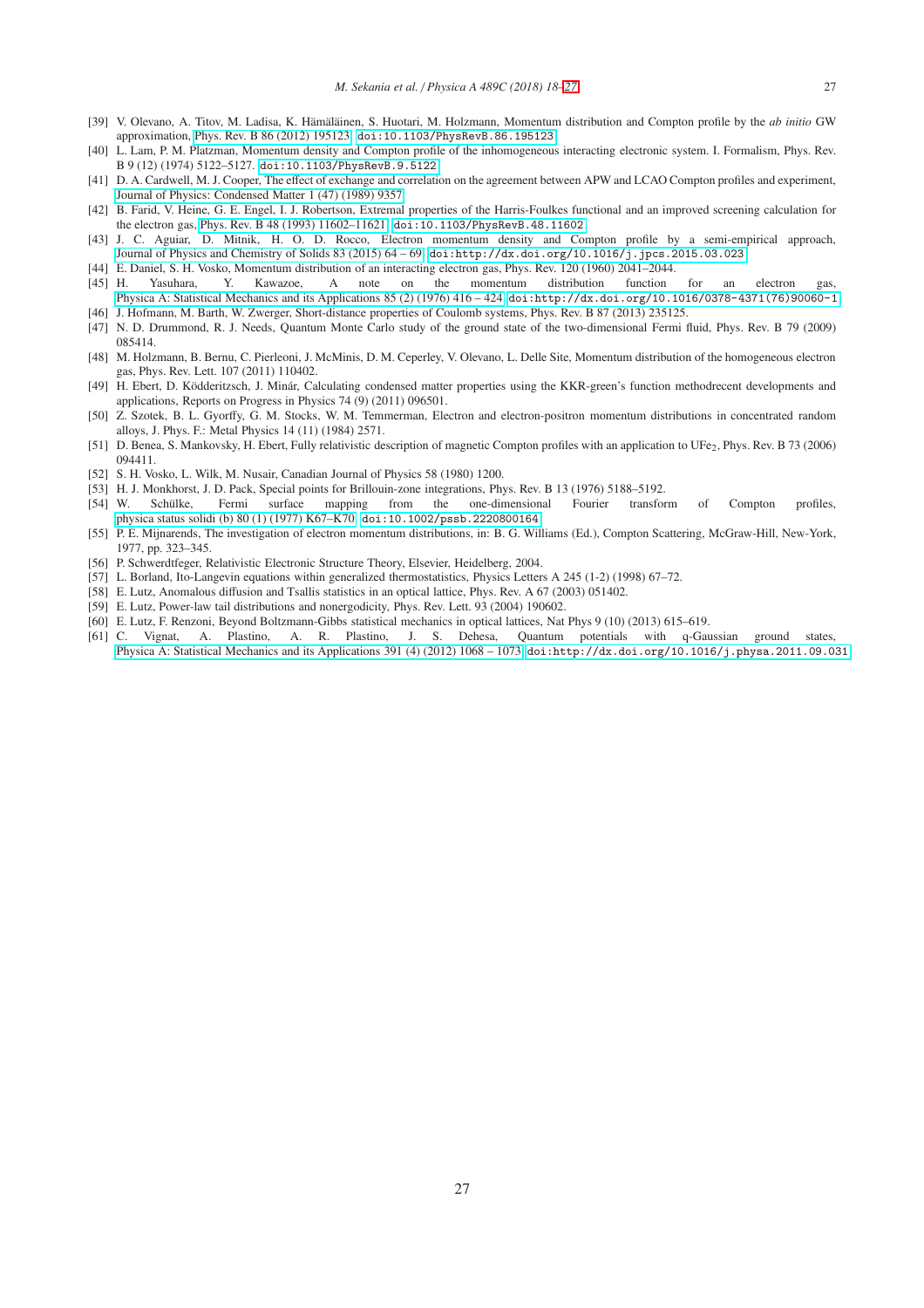[39] V. Olevano, A. Titov, M. Ladisa, K. Hämäläinen, S. Huotari, M. Holzmann, Momentum distribution and Compton profile by the *ab initio* GW approximation, Phys. Rev. B 86 (2012) 195123. doi:10.1103/PhysRevB.86.195123.

[40] L. Lam, P. M. Platzman, Momentum density and Compton profile of the inhomogeneous interacting electronic system. I. Formalism, Phys. Rev. B 9 (12) (1974) 5122–5127. doi:10.1103/PhysRevB.9.5122.

[41] D. A. Cardwell, M. J. Cooper, The effect of exchange and correlation on the agreement between APW and LCAO Compton profiles and experiment, Journal of Physics: Condensed Matter 1 (47) (1989) 9357.

[42] B. Farid, V. Heine, G. E. Engel, I. J. Robertson, Extremal properties of the Harris-Foulkes functional and an improved screening calculation for the electron gas, Phys. Rev. B 48 (1993) 11602–11621. doi:10.1103/PhysRevB.48.11602.

[43] J. C. Aguiar, D. Mitnik, H. O. D. Rocco, Electron momentum density and Compton profile by a semi-empirical approach, Journal of Physics and Chemistry of Solids 83 (2015) 64 – 69. doi:http://dx.doi.org/10.1016/j.jpcs.2015.03.023.

[44] E. Daniel, S. H. Vosko, Momentum distribution of an interacting electron gas, Phys. Rev. 120 (1960) 2041–2044.

[45] H. Yasuhara, Y. Kawazoe, A note on the momentum distribution function for an electron gas, Physica A: Statistical Mechanics and its Applications 85 (2) (1976) 416 – 424. doi:http://dx.doi.org/10.1016/0378-4371(76)90060-1.

[46] J. Hofmann, M. Barth, W. Zwerger, Short-distance properties of Coulomb systems, Phys. Rev. B 87 (2013) 235125.

[47] N. D. Drummond, R. J. Needs, Quantum Monte Carlo study of the ground state of the two-dimensional Fermi fluid, Phys. Rev. B 79 (2009) 085414.

[48] M. Holzmann, B. Bernu, C. Pierleoni, J. McMinis, D. M. Ceperley, V. Olevano, L. Delle Site, Momentum distribution of the homogeneous electron gas, Phys. Rev. Lett. 107 (2011) 110402.

[49] H. Ebert, D. Ködderitzsch, J. Minár, Calculating condensed matter properties using the KKR-green's function methodrecent developments and applications, Reports on Progress in Physics 74 (9) (2011) 096501.

[50] Z. Szotek, B. L. Gyorffy, G. M. Stocks, W. M. Temmerman, Electron and electron-positron momentum distributions in concentrated random alloys, J. Phys. F.: Metal Physics 14 (11) (1984) 2571.

[51] D. Benea, S. Mankovsky, H. Ebert, Fully relativistic description of magnetic Compton profiles with an application to $UFe_2$, Phys. Rev. B 73 (2006) 094411.

[52] S. H. Vosko, L. Wilk, M. Nusair, Canadian Journal of Physics 58 (1980) 1200.

[53] H. J. Monkhorst, J. D. Pack, Special points for Brillouin-zone integrations, Phys. Rev. B 13 (1976) 5188–5192.

[54] W. Schülke, Fermi surface mapping from the one-dimensional Fourier transform of Compton profiles, physica status solidi (b) 80 (1) (1977) K67–K70. doi:10.1002/pssb.2220800164.

[55] P. E. Mijnarends, The investigation of electron momentum distributions, in: B. G. Williams (Ed.), Compton Scattering, McGraw-Hill, New-York, 1977, pp. 323–345.

[56] P. Schwerdtfeger, Relativistic Electronic Structure Theory, Elsevier, Heidelberg, 2004.

[57] L. Borland, Ito-Langevin equations within generalized thermostatistics, Physics Letters A 245 (1-2) (1998) 67–72.

[58] E. Lutz, Anomalous diffusion and Tsallis statistics in an optical lattice, Phys. Rev. A 67 (2003) 051402.

[59] E. Lutz, Power-law tail distributions and nonergodicity, Phys. Rev. Lett. 93 (2004) 190602.

[60] E. Lutz, F. Renzoni, Beyond Boltzmann-Gibbs statistical mechanics in optical lattices, Nat Phys 9 (10) (2013) 615–619.

[61] C. Vignat, A. Plastino, A. R. Plastino, J. S. Dehesa, Quantum potentials with q-Gaussian ground states, Physica A: Statistical Mechanics and its Applications 391 (4) (2012) 1068 – 1073. doi:http://dx.doi.org/10.1016/j.physa.2011.09.031.